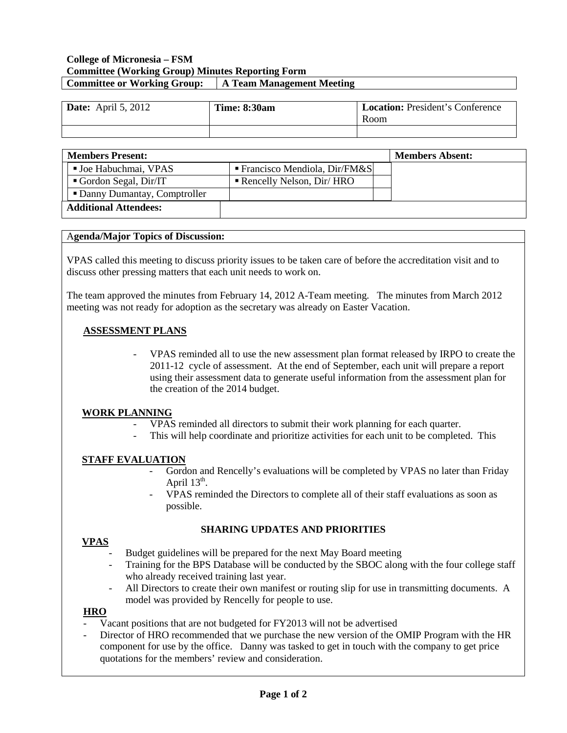**College of Micronesia – FSM**
**Committee (Working Group) Minutes Reporting Form**

| Committee or Working Group: | A Team Management Meeting |
|---|---|

| **Date:** April 5, 2012 | **Time: 8:30am** | **Location:** President's Conference Room |
|---|---|---|
| | | |

| Members Present: | | Members Absent: |
|---|---|---|
| ▪ Joe Habuchmai, VPAS | ▪ Francisco Mendiola, Dir/FM&S | |
| ▪ Gordon Segal, Dir/IT | ▪ Rencelly Nelson, Dir/ HRO | |
| ▪ Danny Dumantay, Comptroller | | |
| **Additional Attendees:** | | |

**Agenda/Major Topics of Discussion:**

VPAS called this meeting to discuss priority issues to be taken care of before the accreditation visit and to discuss other pressing matters that each unit needs to work on.

The team approved the minutes from February 14, 2012 A-Team meeting. The minutes from March 2012 meeting was not ready for adoption as the secretary was already on Easter Vacation.

**ASSESSMENT PLANS**

- VPAS reminded all to use the new assessment plan format released by IRPO to create the 2011-12 cycle of assessment. At the end of September, each unit will prepare a report using their assessment data to generate useful information from the assessment plan for the creation of the 2014 budget.

**WORK PLANNING**

- VPAS reminded all directors to submit their work planning for each quarter.
- This will help coordinate and prioritize activities for each unit to be completed. This

**STAFF EVALUATION**

- Gordon and Rencelly's evaluations will be completed by VPAS no later than Friday April 13th.
- VPAS reminded the Directors to complete all of their staff evaluations as soon as possible.

**SHARING UPDATES AND PRIORITIES**

**VPAS**

- Budget guidelines will be prepared for the next May Board meeting
- Training for the BPS Database will be conducted by the SBOC along with the four college staff who already received training last year.
- All Directors to create their own manifest or routing slip for use in transmitting documents. A model was provided by Rencelly for people to use.

**HRO**

- Vacant positions that are not budgeted for FY2013 will not be advertised
- Director of HRO recommended that we purchase the new version of the OMIP Program with the HR component for use by the office. Danny was tasked to get in touch with the company to get price quotations for the members' review and consideration.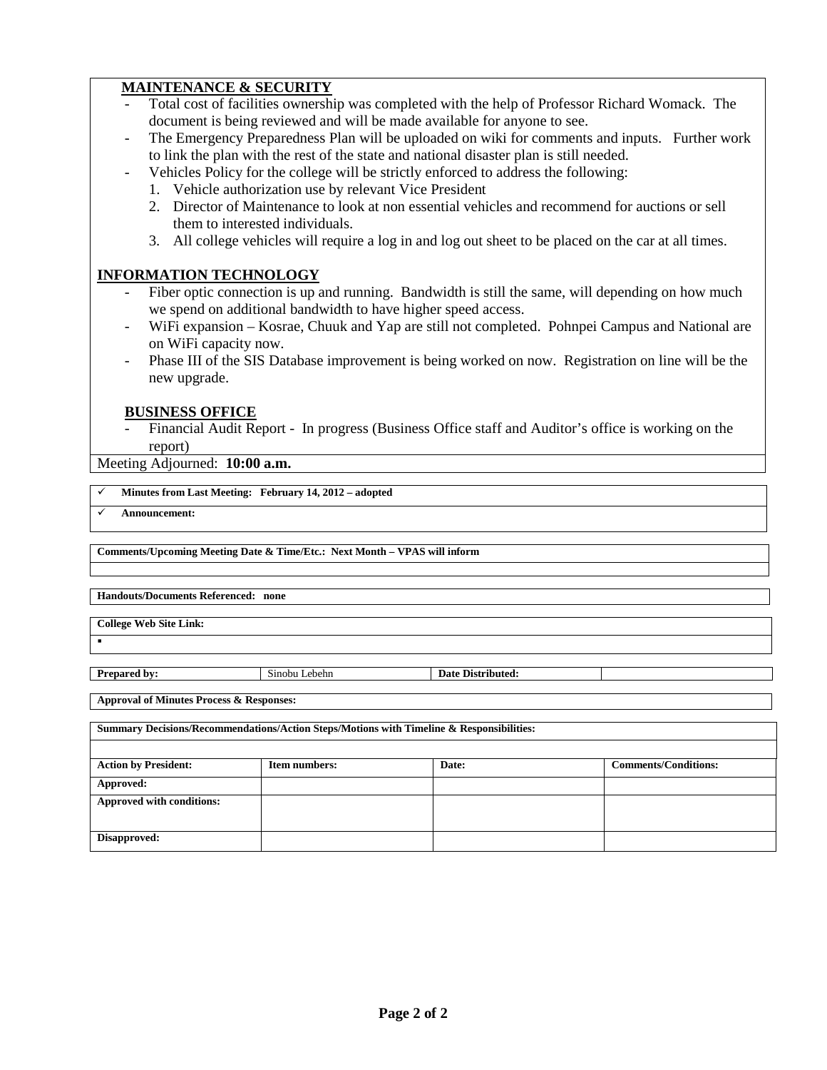## MAINTENANCE & SECURITY

- Total cost of facilities ownership was completed with the help of Professor Richard Womack. The document is being reviewed and will be made available for anyone to see.
- The Emergency Preparedness Plan will be uploaded on wiki for comments and inputs. Further work to link the plan with the rest of the state and national disaster plan is still needed.
- Vehicles Policy for the college will be strictly enforced to address the following:
  1. Vehicle authorization use by relevant Vice President
  2. Director of Maintenance to look at non essential vehicles and recommend for auctions or sell them to interested individuals.
  3. All college vehicles will require a log in and log out sheet to be placed on the car at all times.

## INFORMATION TECHNOLOGY

- Fiber optic connection is up and running. Bandwidth is still the same, will depending on how much we spend on additional bandwidth to have higher speed access.
- WiFi expansion – Kosrae, Chuuk and Yap are still not completed. Pohnpei Campus and National are on WiFi capacity now.
- Phase III of the SIS Database improvement is being worked on now. Registration on line will be the new upgrade.

## BUSINESS OFFICE

- Financial Audit Report - In progress (Business Office staff and Auditor's office is working on the report)

Meeting Adjourned: **10:00 a.m.**

- ✓ **Minutes from Last Meeting: February 14, 2012 – adopted**
- ✓ **Announcement:**

**Comments/Upcoming Meeting Date & Time/Etc.: Next Month – VPAS will inform**

**Handouts/Documents Referenced: none**

**College Web Site Link:**

▪

| **Prepared by:** | Sinobu Lebehn | **Date Distributed:** | |
|---|---|---|---|

**Approval of Minutes Process & Responses:**

**Summary Decisions/Recommendations/Action Steps/Motions with Timeline & Responsibilities:**

| **Action by President:** | **Item numbers:** | **Date:** | **Comments/Conditions:** |
|---|---|---|---|
| **Approved:** | | | |
| **Approved with conditions:** | | | |
| **Disapproved:** | | | |